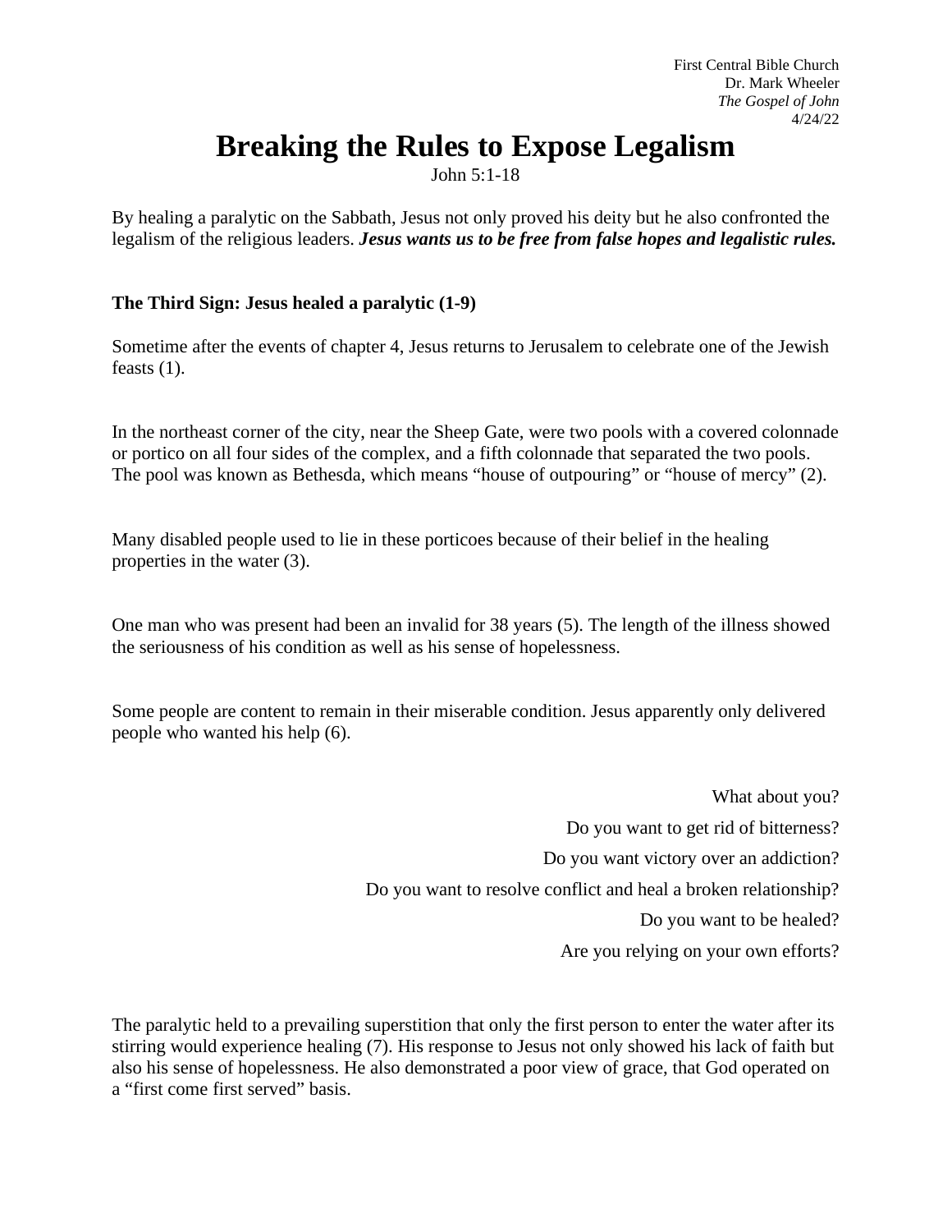First Central Bible Church
Dr. Mark Wheeler
*The Gospel of John*
4/24/22

# Breaking the Rules to Expose Legalism

John 5:1-18

By healing a paralytic on the Sabbath, Jesus not only proved his deity but he also confronted the legalism of the religious leaders. ***Jesus wants us to be free from false hopes and legalistic rules.***

**The Third Sign: Jesus healed a paralytic (1-9)**

Sometime after the events of chapter 4, Jesus returns to Jerusalem to celebrate one of the Jewish feasts (1).

In the northeast corner of the city, near the Sheep Gate, were two pools with a covered colonnade or portico on all four sides of the complex, and a fifth colonnade that separated the two pools. The pool was known as Bethesda, which means "house of outpouring" or "house of mercy" (2).

Many disabled people used to lie in these porticoes because of their belief in the healing properties in the water (3).

One man who was present had been an invalid for 38 years (5). The length of the illness showed the seriousness of his condition as well as his sense of hopelessness.

Some people are content to remain in their miserable condition. Jesus apparently only delivered people who wanted his help (6).

What about you?

Do you want to get rid of bitterness?

Do you want victory over an addiction?

Do you want to resolve conflict and heal a broken relationship?

Do you want to be healed?

Are you relying on your own efforts?

The paralytic held to a prevailing superstition that only the first person to enter the water after its stirring would experience healing (7). His response to Jesus not only showed his lack of faith but also his sense of hopelessness. He also demonstrated a poor view of grace, that God operated on a "first come first served" basis.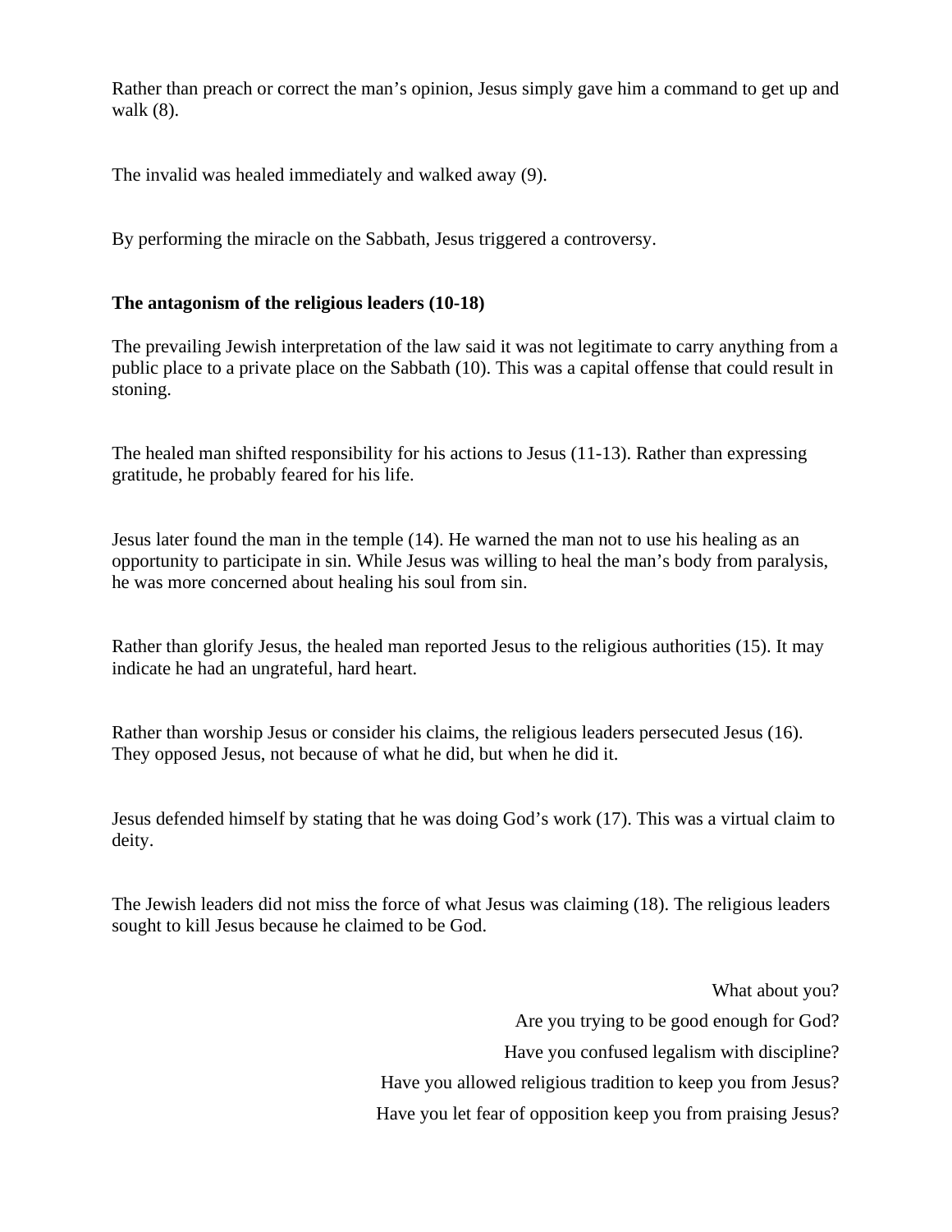Rather than preach or correct the man's opinion, Jesus simply gave him a command to get up and walk (8).

The invalid was healed immediately and walked away (9).

By performing the miracle on the Sabbath, Jesus triggered a controversy.

**The antagonism of the religious leaders (10-18)**

The prevailing Jewish interpretation of the law said it was not legitimate to carry anything from a public place to a private place on the Sabbath (10). This was a capital offense that could result in stoning.

The healed man shifted responsibility for his actions to Jesus (11-13). Rather than expressing gratitude, he probably feared for his life.

Jesus later found the man in the temple (14). He warned the man not to use his healing as an opportunity to participate in sin. While Jesus was willing to heal the man's body from paralysis, he was more concerned about healing his soul from sin.

Rather than glorify Jesus, the healed man reported Jesus to the religious authorities (15). It may indicate he had an ungrateful, hard heart.

Rather than worship Jesus or consider his claims, the religious leaders persecuted Jesus (16). They opposed Jesus, not because of what he did, but when he did it.

Jesus defended himself by stating that he was doing God's work (17). This was a virtual claim to deity.

The Jewish leaders did not miss the force of what Jesus was claiming (18). The religious leaders sought to kill Jesus because he claimed to be God.

What about you?

Are you trying to be good enough for God?

Have you confused legalism with discipline?

Have you allowed religious tradition to keep you from Jesus?

Have you let fear of opposition keep you from praising Jesus?